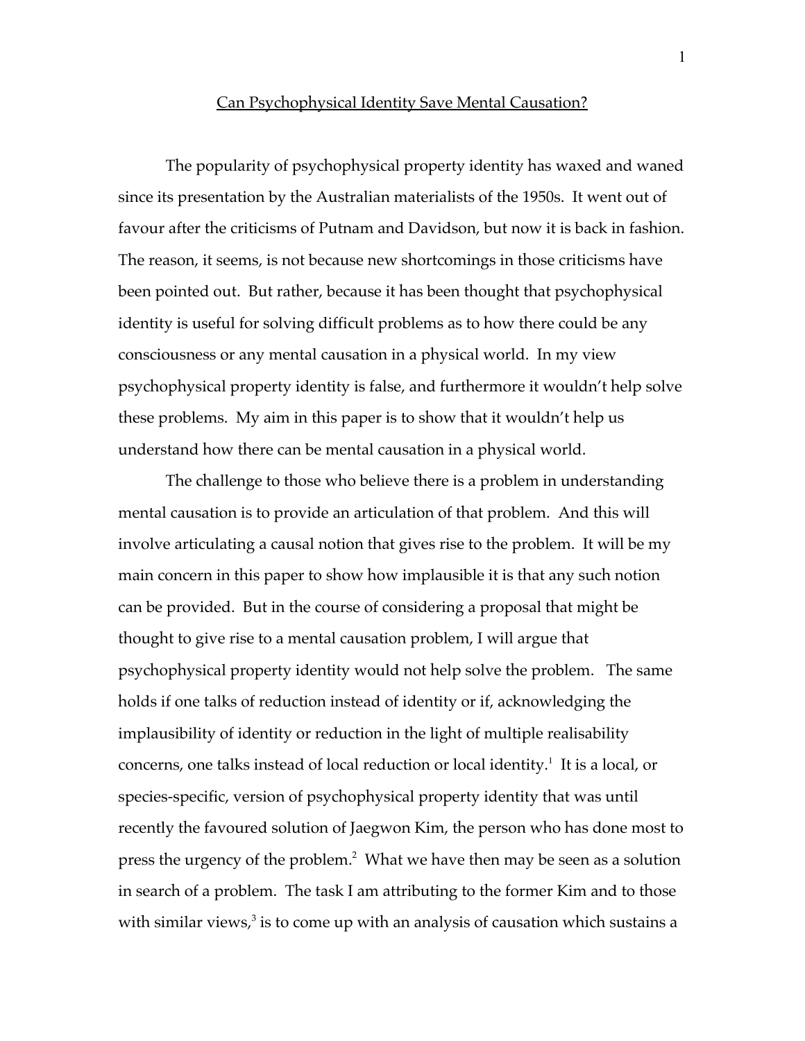# Can Psychophysical Identity Save Mental Causation?

The popularity of psychophysical property identity has waxed and waned since its presentation by the Australian materialists of the 1950s. It went out of favour after the criticisms of Putnam and Davidson, but now it is back in fashion. The reason, it seems, is not because new shortcomings in those criticisms have been pointed out. But rather, because it has been thought that psychophysical identity is useful for solving difficult problems as to how there could be any consciousness or any mental causation in a physical world. In my view psychophysical property identity is false, and furthermore it wouldn't help solve these problems. My aim in this paper is to show that it wouldn't help us understand how there can be mental causation in a physical world.

The challenge to those who believe there is a problem in understanding mental causation is to provide an articulation of that problem. And this will involve articulating a causal notion that gives rise to the problem. It will be my main concern in this paper to show how implausible it is that any such notion can be provided. But in the course of considering a proposal that might be thought to give rise to a mental causation problem, I will argue that psychophysical property identity would not help solve the problem. The same holds if one talks of reduction instead of identity or if, acknowledging the implausibility of identity or reduction in the light of multiple realisability concerns, one talks instead of local reduction or local identity.[1] It is a local, or species-specific, version of psychophysical property identity that was until recently the favoured solution of Jaegwon Kim, the person who has done most to press the urgency of the problem.[2] What we have then may be seen as a solution in search of a problem. The task I am attributing to the former Kim and to those with similar views,[3] is to come up with an analysis of causation which sustains a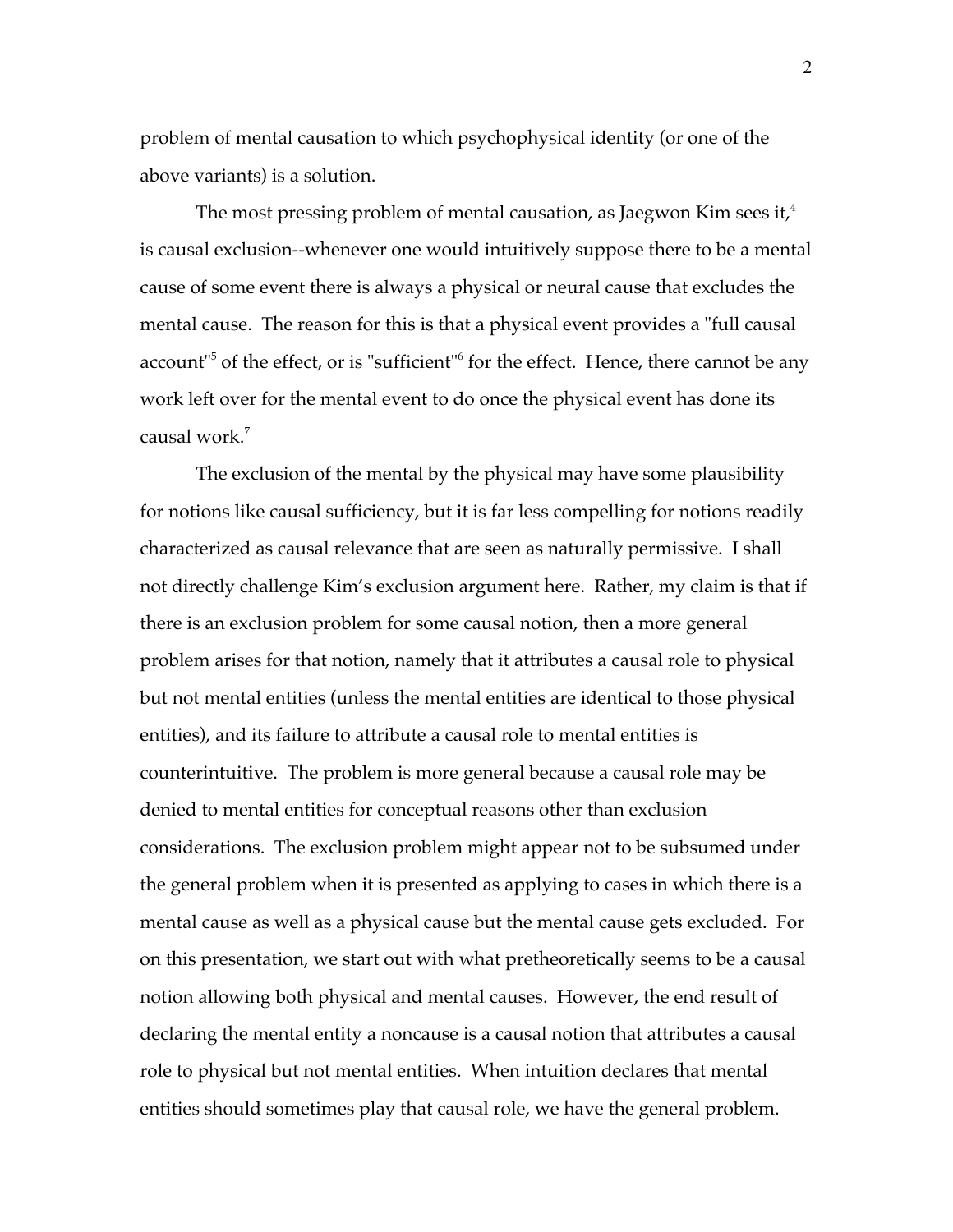problem of mental causation to which psychophysical identity (or one of the above variants) is a solution.

The most pressing problem of mental causation, as Jaegwon Kim sees it,[4] is causal exclusion--whenever one would intuitively suppose there to be a mental cause of some event there is always a physical or neural cause that excludes the mental cause. The reason for this is that a physical event provides a "full causal account"[5] of the effect, or is "sufficient"[6] for the effect. Hence, there cannot be any work left over for the mental event to do once the physical event has done its causal work.[7]

The exclusion of the mental by the physical may have some plausibility for notions like causal sufficiency, but it is far less compelling for notions readily characterized as causal relevance that are seen as naturally permissive. I shall not directly challenge Kim's exclusion argument here. Rather, my claim is that if there is an exclusion problem for some causal notion, then a more general problem arises for that notion, namely that it attributes a causal role to physical but not mental entities (unless the mental entities are identical to those physical entities), and its failure to attribute a causal role to mental entities is counterintuitive. The problem is more general because a causal role may be denied to mental entities for conceptual reasons other than exclusion considerations. The exclusion problem might appear not to be subsumed under the general problem when it is presented as applying to cases in which there is a mental cause as well as a physical cause but the mental cause gets excluded. For on this presentation, we start out with what pretheoretically seems to be a causal notion allowing both physical and mental causes. However, the end result of declaring the mental entity a noncause is a causal notion that attributes a causal role to physical but not mental entities. When intuition declares that mental entities should sometimes play that causal role, we have the general problem.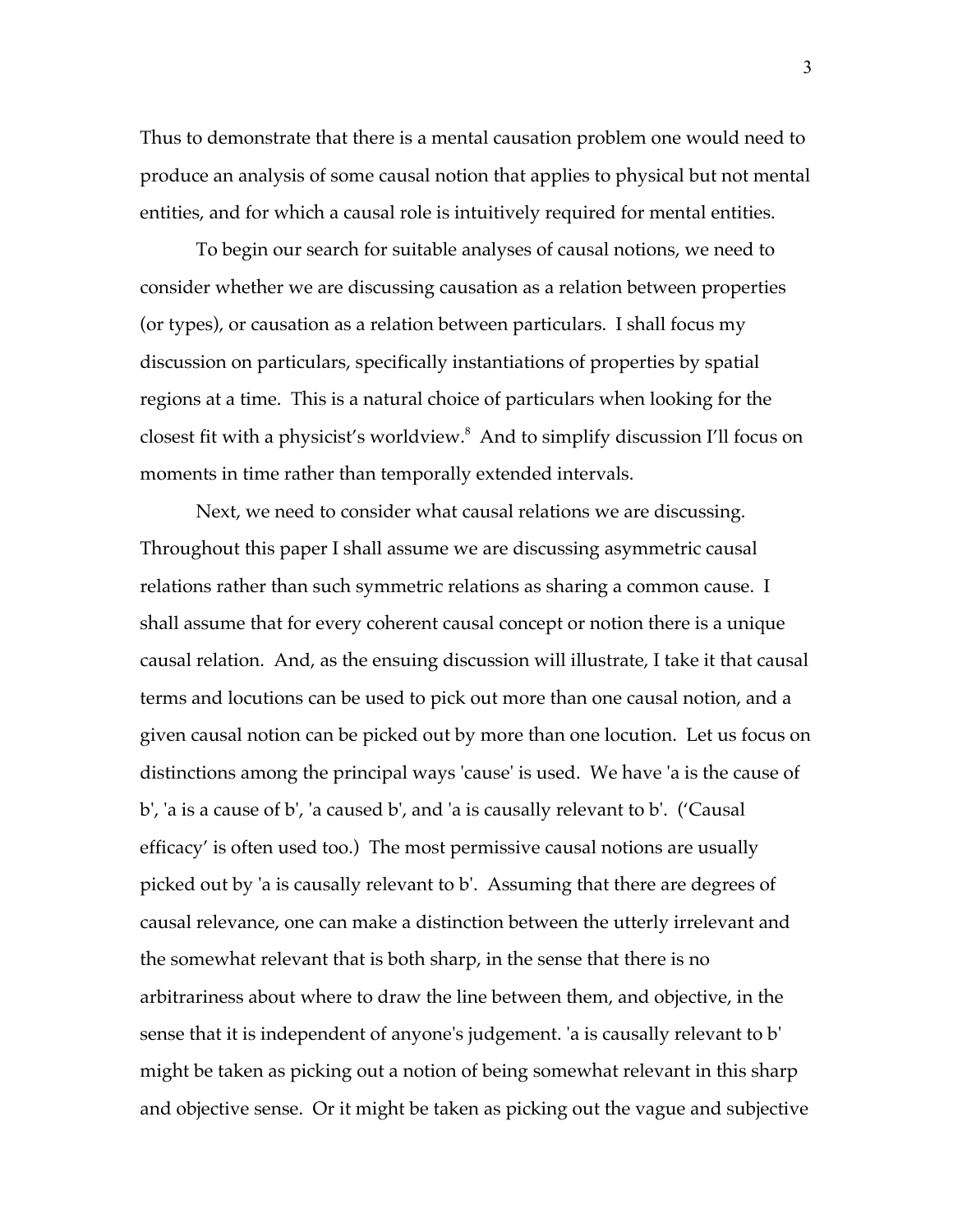Thus to demonstrate that there is a mental causation problem one would need to produce an analysis of some causal notion that applies to physical but not mental entities, and for which a causal role is intuitively required for mental entities.

To begin our search for suitable analyses of causal notions, we need to consider whether we are discussing causation as a relation between properties (or types), or causation as a relation between particulars. I shall focus my discussion on particulars, specifically instantiations of properties by spatial regions at a time. This is a natural choice of particulars when looking for the closest fit with a physicist's worldview.[8] And to simplify discussion I'll focus on moments in time rather than temporally extended intervals.

Next, we need to consider what causal relations we are discussing. Throughout this paper I shall assume we are discussing asymmetric causal relations rather than such symmetric relations as sharing a common cause. I shall assume that for every coherent causal concept or notion there is a unique causal relation. And, as the ensuing discussion will illustrate, I take it that causal terms and locutions can be used to pick out more than one causal notion, and a given causal notion can be picked out by more than one locution. Let us focus on distinctions among the principal ways 'cause' is used. We have 'a is the cause of b', 'a is a cause of b', 'a caused b', and 'a is causally relevant to b'. ('Causal efficacy' is often used too.) The most permissive causal notions are usually picked out by 'a is causally relevant to b'. Assuming that there are degrees of causal relevance, one can make a distinction between the utterly irrelevant and the somewhat relevant that is both sharp, in the sense that there is no arbitrariness about where to draw the line between them, and objective, in the sense that it is independent of anyone's judgement. 'a is causally relevant to b' might be taken as picking out a notion of being somewhat relevant in this sharp and objective sense. Or it might be taken as picking out the vague and subjective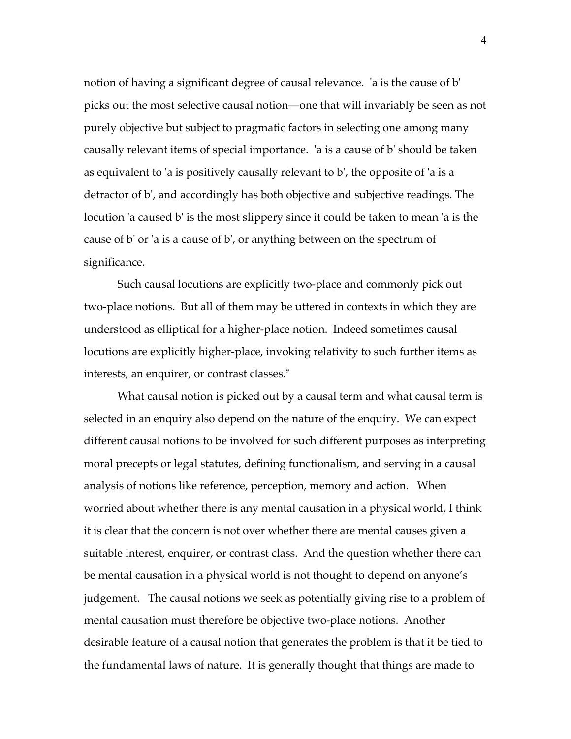notion of having a significant degree of causal relevance. 'a is the cause of b' picks out the most selective causal notion—one that will invariably be seen as not purely objective but subject to pragmatic factors in selecting one among many causally relevant items of special importance. 'a is a cause of b' should be taken as equivalent to 'a is positively causally relevant to b', the opposite of 'a is a detractor of b', and accordingly has both objective and subjective readings. The locution 'a caused b' is the most slippery since it could be taken to mean 'a is the cause of b' or 'a is a cause of b', or anything between on the spectrum of significance.

Such causal locutions are explicitly two-place and commonly pick out two-place notions. But all of them may be uttered in contexts in which they are understood as elliptical for a higher-place notion. Indeed sometimes causal locutions are explicitly higher-place, invoking relativity to such further items as interests, an enquirer, or contrast classes.[9]

What causal notion is picked out by a causal term and what causal term is selected in an enquiry also depend on the nature of the enquiry. We can expect different causal notions to be involved for such different purposes as interpreting moral precepts or legal statutes, defining functionalism, and serving in a causal analysis of notions like reference, perception, memory and action. When worried about whether there is any mental causation in a physical world, I think it is clear that the concern is not over whether there are mental causes given a suitable interest, enquirer, or contrast class. And the question whether there can be mental causation in a physical world is not thought to depend on anyone's judgement. The causal notions we seek as potentially giving rise to a problem of mental causation must therefore be objective two-place notions. Another desirable feature of a causal notion that generates the problem is that it be tied to the fundamental laws of nature. It is generally thought that things are made to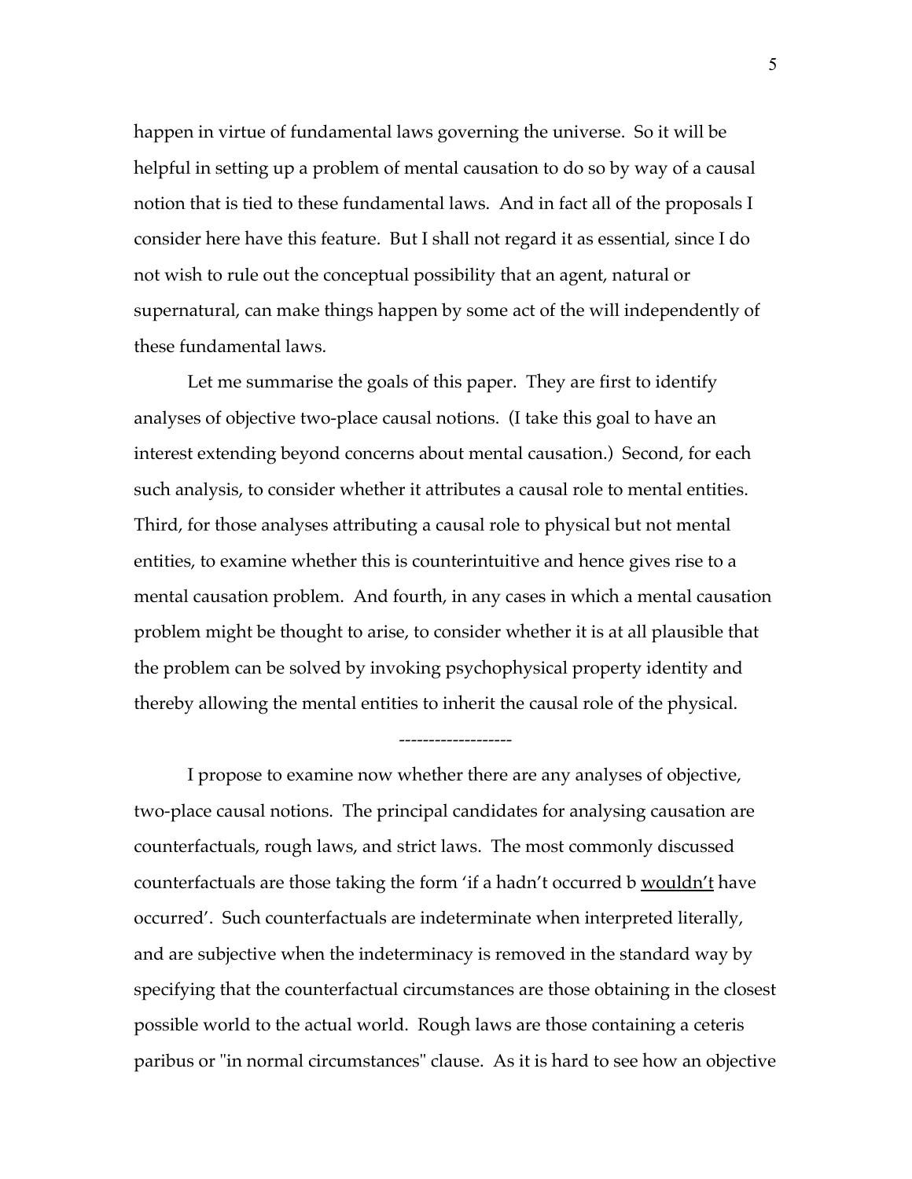happen in virtue of fundamental laws governing the universe. So it will be helpful in setting up a problem of mental causation to do so by way of a causal notion that is tied to these fundamental laws. And in fact all of the proposals I consider here have this feature. But I shall not regard it as essential, since I do not wish to rule out the conceptual possibility that an agent, natural or supernatural, can make things happen by some act of the will independently of these fundamental laws.

Let me summarise the goals of this paper. They are first to identify analyses of objective two-place causal notions. (I take this goal to have an interest extending beyond concerns about mental causation.) Second, for each such analysis, to consider whether it attributes a causal role to mental entities. Third, for those analyses attributing a causal role to physical but not mental entities, to examine whether this is counterintuitive and hence gives rise to a mental causation problem. And fourth, in any cases in which a mental causation problem might be thought to arise, to consider whether it is at all plausible that the problem can be solved by invoking psychophysical property identity and thereby allowing the mental entities to inherit the causal role of the physical.

-------------------

I propose to examine now whether there are any analyses of objective, two-place causal notions. The principal candidates for analysing causation are counterfactuals, rough laws, and strict laws. The most commonly discussed counterfactuals are those taking the form 'if a hadn't occurred b <u>wouldn't</u> have occurred'. Such counterfactuals are indeterminate when interpreted literally, and are subjective when the indeterminacy is removed in the standard way by specifying that the counterfactual circumstances are those obtaining in the closest possible world to the actual world. Rough laws are those containing a ceteris paribus or "in normal circumstances" clause. As it is hard to see how an objective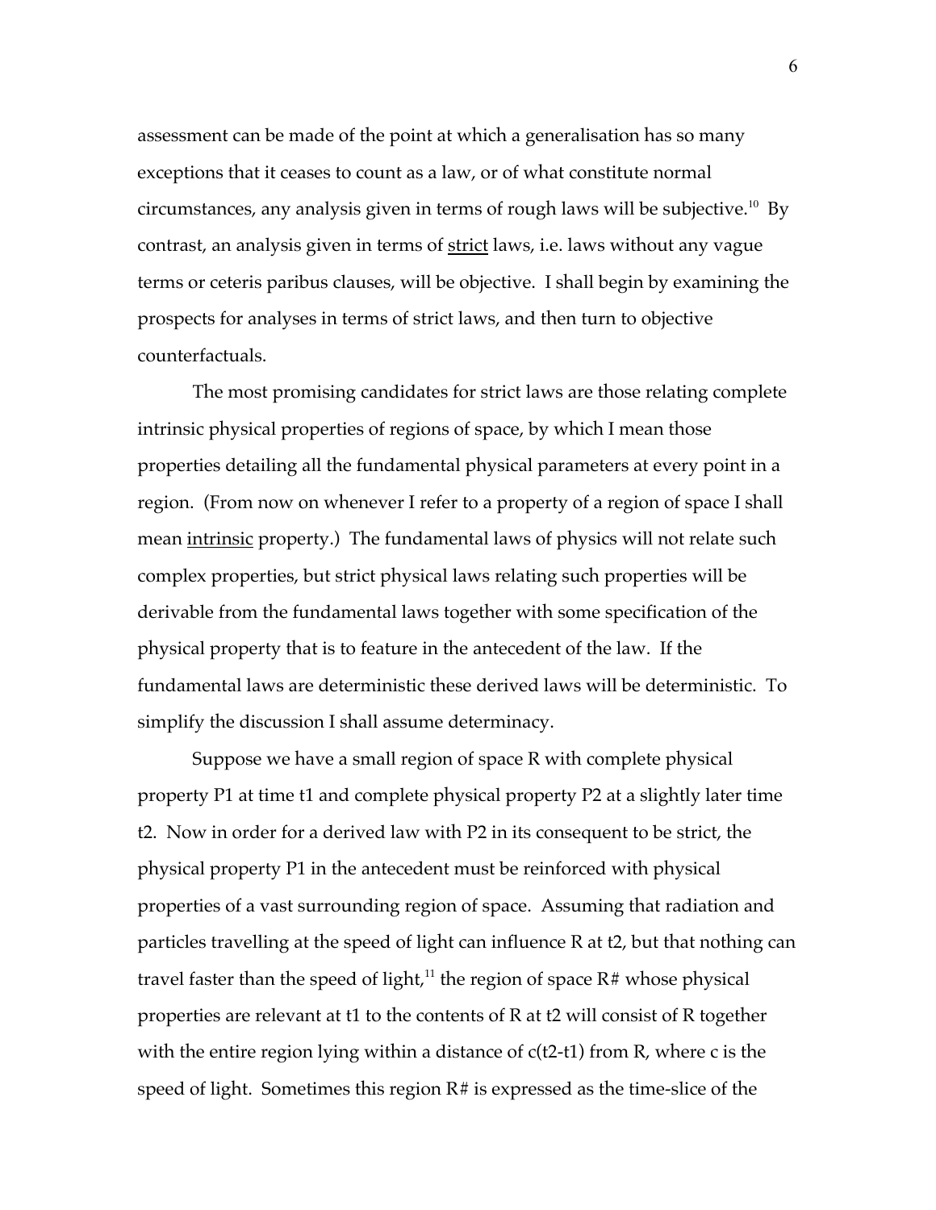assessment can be made of the point at which a generalisation has so many exceptions that it ceases to count as a law, or of what constitute normal circumstances, any analysis given in terms of rough laws will be subjective.[10] By contrast, an analysis given in terms of <u>strict</u> laws, i.e. laws without any vague terms or ceteris paribus clauses, will be objective. I shall begin by examining the prospects for analyses in terms of strict laws, and then turn to objective counterfactuals.

The most promising candidates for strict laws are those relating complete intrinsic physical properties of regions of space, by which I mean those properties detailing all the fundamental physical parameters at every point in a region. (From now on whenever I refer to a property of a region of space I shall mean <u>intrinsic</u> property.) The fundamental laws of physics will not relate such complex properties, but strict physical laws relating such properties will be derivable from the fundamental laws together with some specification of the physical property that is to feature in the antecedent of the law. If the fundamental laws are deterministic these derived laws will be deterministic. To simplify the discussion I shall assume determinacy.

Suppose we have a small region of space R with complete physical property P1 at time t1 and complete physical property P2 at a slightly later time t2. Now in order for a derived law with P2 in its consequent to be strict, the physical property P1 in the antecedent must be reinforced with physical properties of a vast surrounding region of space. Assuming that radiation and particles travelling at the speed of light can influence R at t2, but that nothing can travel faster than the speed of light,[11] the region of space R# whose physical properties are relevant at t1 to the contents of R at t2 will consist of R together with the entire region lying within a distance of c(t2-t1) from R, where c is the speed of light. Sometimes this region R# is expressed as the time-slice of the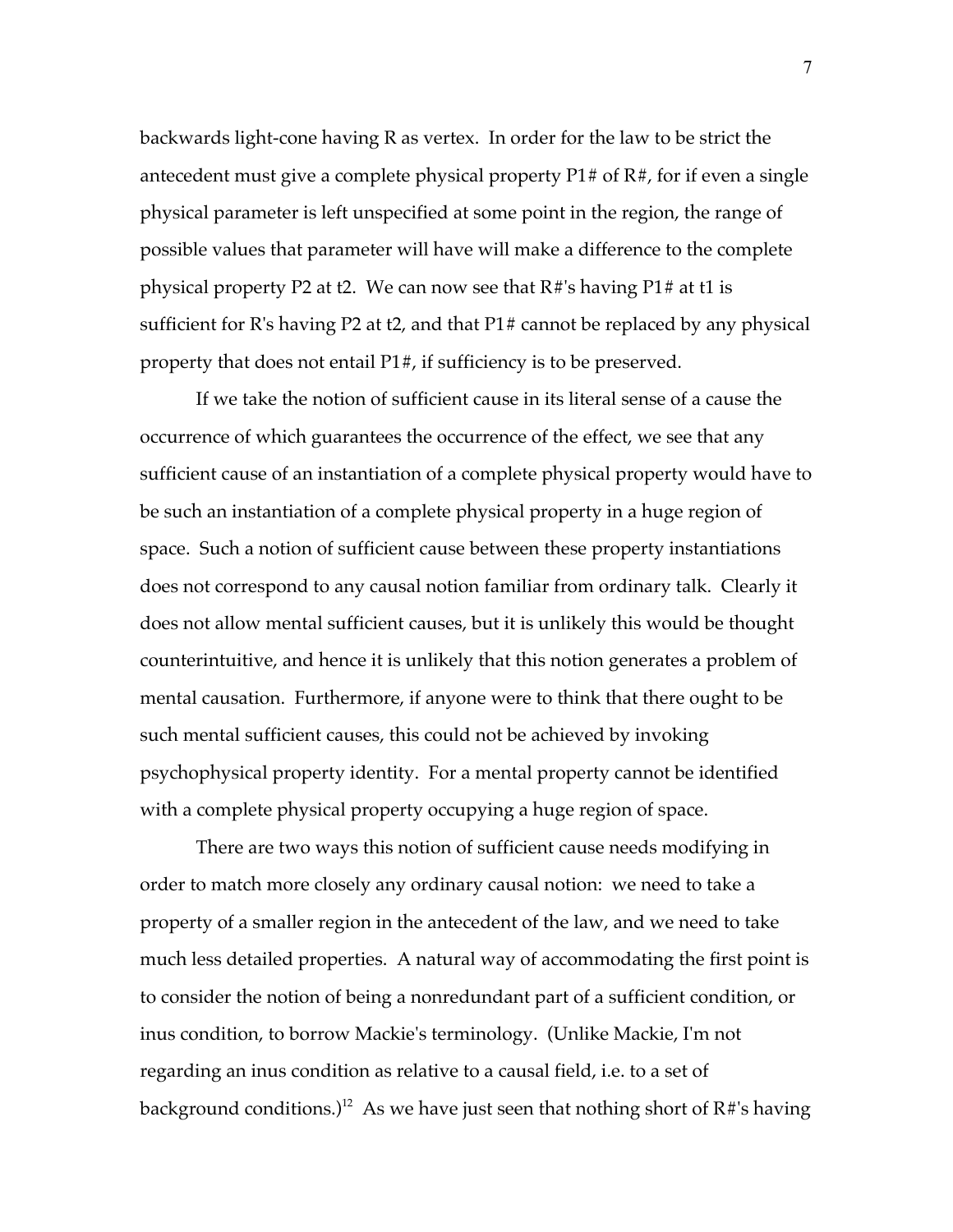backwards light-cone having R as vertex. In order for the law to be strict the antecedent must give a complete physical property P1# of R#, for if even a single physical parameter is left unspecified at some point in the region, the range of possible values that parameter will have will make a difference to the complete physical property P2 at t2. We can now see that R#'s having P1# at t1 is sufficient for R's having P2 at t2, and that P1# cannot be replaced by any physical property that does not entail P1#, if sufficiency is to be preserved.

If we take the notion of sufficient cause in its literal sense of a cause the occurrence of which guarantees the occurrence of the effect, we see that any sufficient cause of an instantiation of a complete physical property would have to be such an instantiation of a complete physical property in a huge region of space. Such a notion of sufficient cause between these property instantiations does not correspond to any causal notion familiar from ordinary talk. Clearly it does not allow mental sufficient causes, but it is unlikely this would be thought counterintuitive, and hence it is unlikely that this notion generates a problem of mental causation. Furthermore, if anyone were to think that there ought to be such mental sufficient causes, this could not be achieved by invoking psychophysical property identity. For a mental property cannot be identified with a complete physical property occupying a huge region of space.

There are two ways this notion of sufficient cause needs modifying in order to match more closely any ordinary causal notion: we need to take a property of a smaller region in the antecedent of the law, and we need to take much less detailed properties. A natural way of accommodating the first point is to consider the notion of being a nonredundant part of a sufficient condition, or inus condition, to borrow Mackie's terminology. (Unlike Mackie, I'm not regarding an inus condition as relative to a causal field, i.e. to a set of background conditions.)[12] As we have just seen that nothing short of R#'s having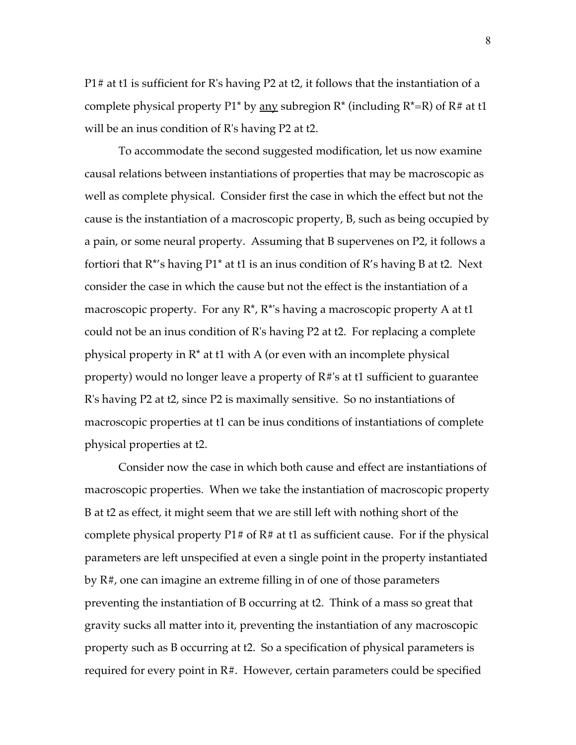P1# at t1 is sufficient for R's having P2 at t2, it follows that the instantiation of a complete physical property P1* by <u>any</u> subregion R* (including R*=R) of R# at t1 will be an inus condition of R's having P2 at t2.

To accommodate the second suggested modification, let us now examine causal relations between instantiations of properties that may be macroscopic as well as complete physical. Consider first the case in which the effect but not the cause is the instantiation of a macroscopic property, B, such as being occupied by a pain, or some neural property. Assuming that B supervenes on P2, it follows a fortiori that R*'s having P1* at t1 is an inus condition of R's having B at t2. Next consider the case in which the cause but not the effect is the instantiation of a macroscopic property. For any R*, R*'s having a macroscopic property A at t1 could not be an inus condition of R's having P2 at t2. For replacing a complete physical property in R* at t1 with A (or even with an incomplete physical property) would no longer leave a property of R#'s at t1 sufficient to guarantee R's having P2 at t2, since P2 is maximally sensitive. So no instantiations of macroscopic properties at t1 can be inus conditions of instantiations of complete physical properties at t2.

Consider now the case in which both cause and effect are instantiations of macroscopic properties. When we take the instantiation of macroscopic property B at t2 as effect, it might seem that we are still left with nothing short of the complete physical property P1# of R# at t1 as sufficient cause. For if the physical parameters are left unspecified at even a single point in the property instantiated by R#, one can imagine an extreme filling in of one of those parameters preventing the instantiation of B occurring at t2. Think of a mass so great that gravity sucks all matter into it, preventing the instantiation of any macroscopic property such as B occurring at t2. So a specification of physical parameters is required for every point in R#. However, certain parameters could be specified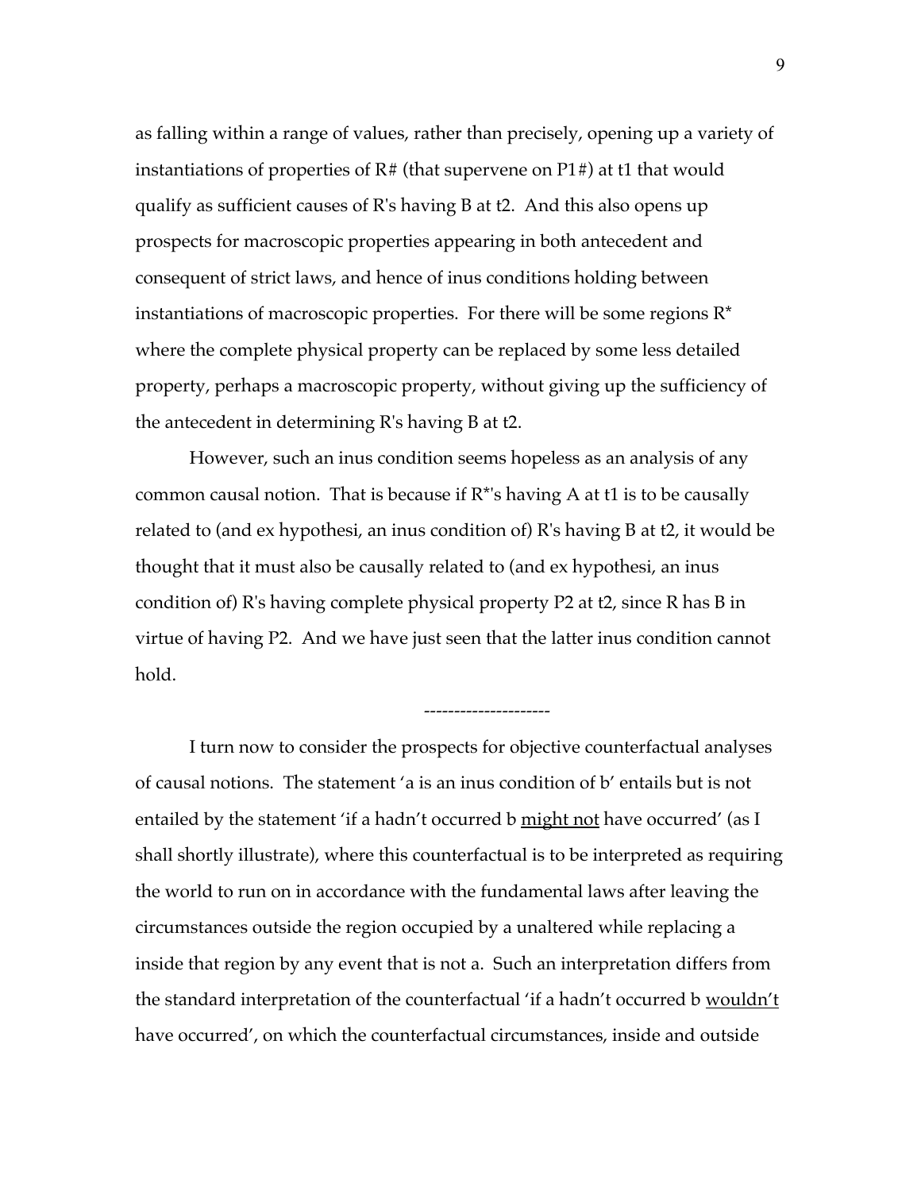as falling within a range of values, rather than precisely, opening up a variety of instantiations of properties of R# (that supervene on P1#) at t1 that would qualify as sufficient causes of R's having B at t2. And this also opens up prospects for macroscopic properties appearing in both antecedent and consequent of strict laws, and hence of inus conditions holding between instantiations of macroscopic properties. For there will be some regions R* where the complete physical property can be replaced by some less detailed property, perhaps a macroscopic property, without giving up the sufficiency of the antecedent in determining R's having B at t2.

However, such an inus condition seems hopeless as an analysis of any common causal notion. That is because if R*'s having A at t1 is to be causally related to (and ex hypothesi, an inus condition of) R's having B at t2, it would be thought that it must also be causally related to (and ex hypothesi, an inus condition of) R's having complete physical property P2 at t2, since R has B in virtue of having P2. And we have just seen that the latter inus condition cannot hold.

---------------------

I turn now to consider the prospects for objective counterfactual analyses of causal notions. The statement 'a is an inus condition of b' entails but is not entailed by the statement 'if a hadn't occurred b <u>might not</u> have occurred' (as I shall shortly illustrate), where this counterfactual is to be interpreted as requiring the world to run on in accordance with the fundamental laws after leaving the circumstances outside the region occupied by a unaltered while replacing a inside that region by any event that is not a. Such an interpretation differs from the standard interpretation of the counterfactual 'if a hadn't occurred b <u>wouldn't</u> have occurred', on which the counterfactual circumstances, inside and outside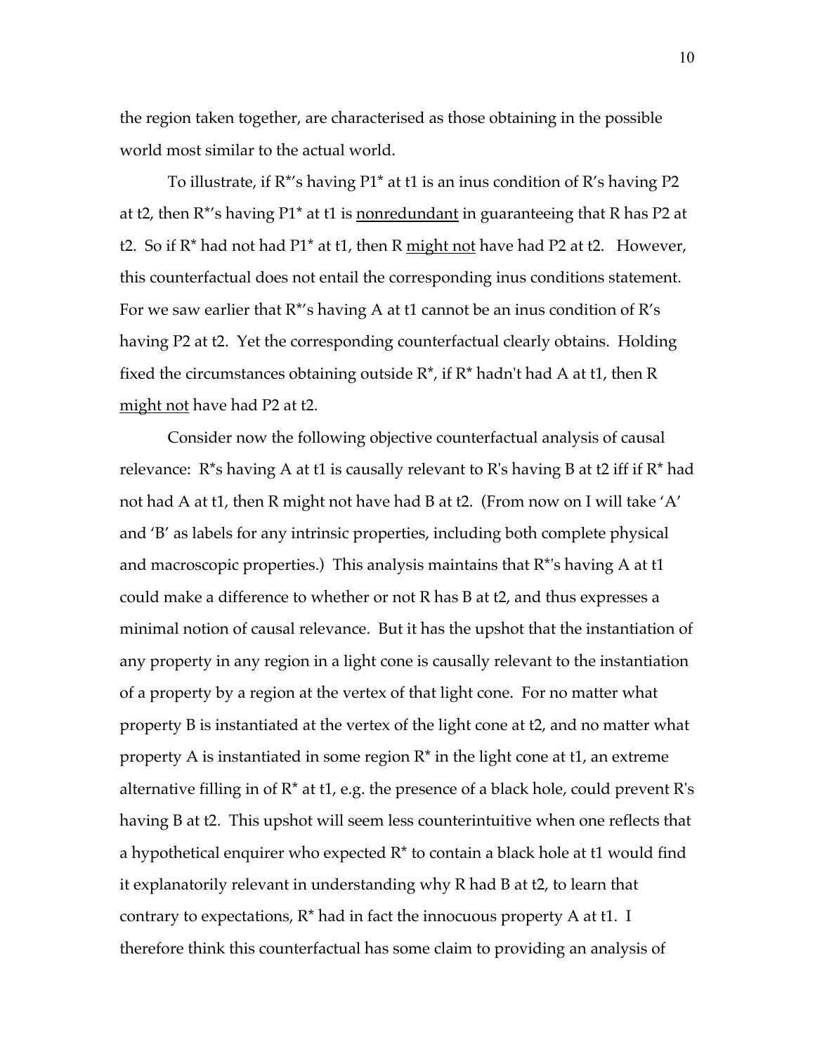the region taken together, are characterised as those obtaining in the possible world most similar to the actual world.

To illustrate, if R\*'s having P1\* at t1 is an inus condition of R's having P2 at t2, then R\*'s having P1\* at t1 is <u>nonredundant</u> in guaranteeing that R has P2 at t2. So if R\* had not had P1\* at t1, then R <u>might not</u> have had P2 at t2. However, this counterfactual does not entail the corresponding inus conditions statement. For we saw earlier that R\*'s having A at t1 cannot be an inus condition of R's having P2 at t2. Yet the corresponding counterfactual clearly obtains. Holding fixed the circumstances obtaining outside R\*, if R\* hadn't had A at t1, then R <u>might not</u> have had P2 at t2.

Consider now the following objective counterfactual analysis of causal relevance: R\*s having A at t1 is causally relevant to R's having B at t2 iff if R\* had not had A at t1, then R might not have had B at t2. (From now on I will take 'A' and 'B' as labels for any intrinsic properties, including both complete physical and macroscopic properties.) This analysis maintains that R\*'s having A at t1 could make a difference to whether or not R has B at t2, and thus expresses a minimal notion of causal relevance. But it has the upshot that the instantiation of any property in any region in a light cone is causally relevant to the instantiation of a property by a region at the vertex of that light cone. For no matter what property B is instantiated at the vertex of the light cone at t2, and no matter what property A is instantiated in some region R\* in the light cone at t1, an extreme alternative filling in of R\* at t1, e.g. the presence of a black hole, could prevent R's having B at t2. This upshot will seem less counterintuitive when one reflects that a hypothetical enquirer who expected R\* to contain a black hole at t1 would find it explanatorily relevant in understanding why R had B at t2, to learn that contrary to expectations, R\* had in fact the innocuous property A at t1. I therefore think this counterfactual has some claim to providing an analysis of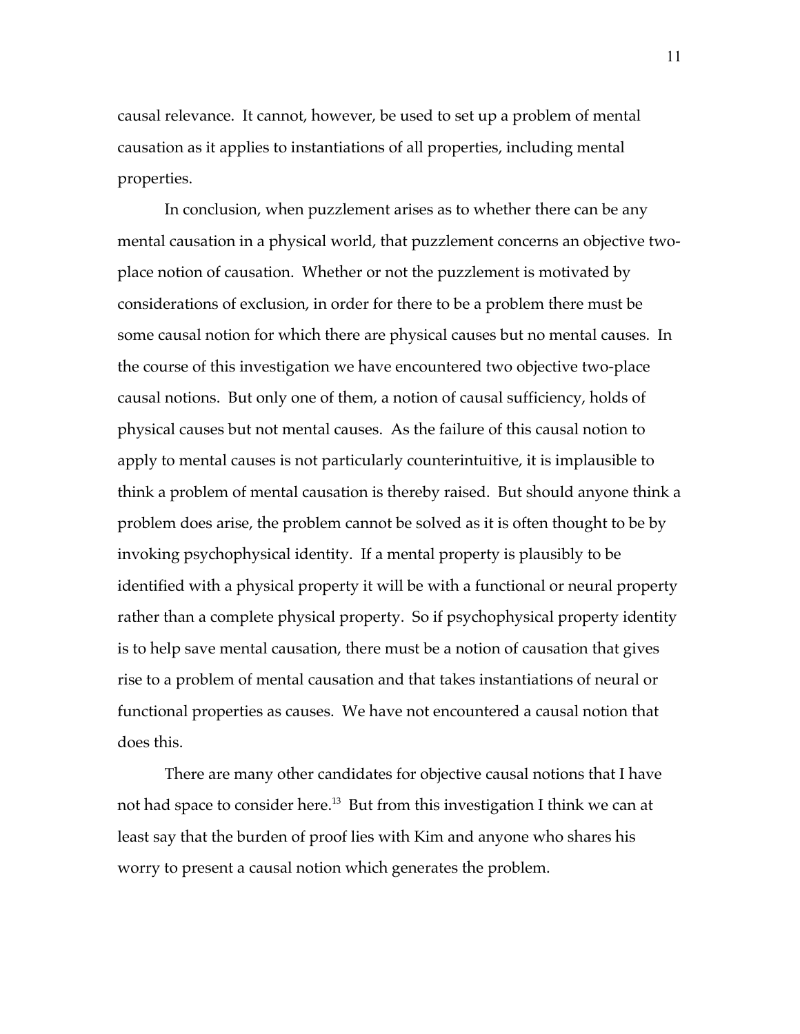causal relevance. It cannot, however, be used to set up a problem of mental causation as it applies to instantiations of all properties, including mental properties.

In conclusion, when puzzlement arises as to whether there can be any mental causation in a physical world, that puzzlement concerns an objective two-place notion of causation. Whether or not the puzzlement is motivated by considerations of exclusion, in order for there to be a problem there must be some causal notion for which there are physical causes but no mental causes. In the course of this investigation we have encountered two objective two-place causal notions. But only one of them, a notion of causal sufficiency, holds of physical causes but not mental causes. As the failure of this causal notion to apply to mental causes is not particularly counterintuitive, it is implausible to think a problem of mental causation is thereby raised. But should anyone think a problem does arise, the problem cannot be solved as it is often thought to be by invoking psychophysical identity. If a mental property is plausibly to be identified with a physical property it will be with a functional or neural property rather than a complete physical property. So if psychophysical property identity is to help save mental causation, there must be a notion of causation that gives rise to a problem of mental causation and that takes instantiations of neural or functional properties as causes. We have not encountered a causal notion that does this.

There are many other candidates for objective causal notions that I have not had space to consider here.[13] But from this investigation I think we can at least say that the burden of proof lies with Kim and anyone who shares his worry to present a causal notion which generates the problem.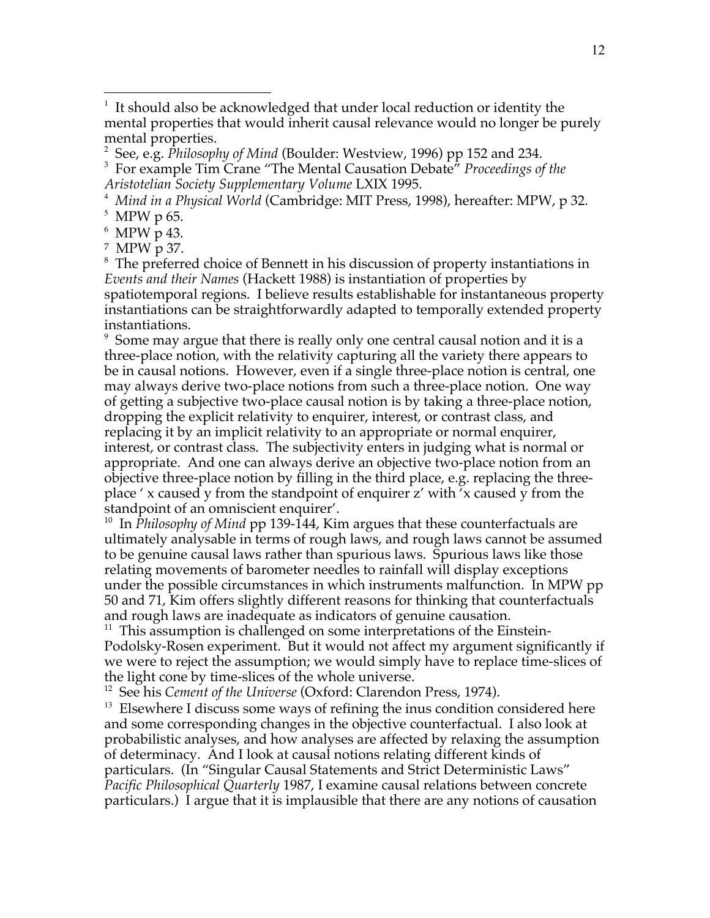[1] It should also be acknowledged that under local reduction or identity the mental properties that would inherit causal relevance would no longer be purely mental properties.

[2] See, e.g. *Philosophy of Mind* (Boulder: Westview, 1996) pp 152 and 234.

[3] For example Tim Crane "The Mental Causation Debate" *Proceedings of the Aristotelian Society Supplementary Volume* LXIX 1995.

[4] *Mind in a Physical World* (Cambridge: MIT Press, 1998), hereafter: MPW, p 32.

[5] MPW p 65.

[6] MPW p 43.

[7] MPW p 37.

[8] The preferred choice of Bennett in his discussion of property instantiations in *Events and their Names* (Hackett 1988) is instantiation of properties by spatiotemporal regions. I believe results establishable for instantaneous property instantiations can be straightforwardly adapted to temporally extended property instantiations.

[9] Some may argue that there is really only one central causal notion and it is a three-place notion, with the relativity capturing all the variety there appears to be in causal notions. However, even if a single three-place notion is central, one may always derive two-place notions from such a three-place notion. One way of getting a subjective two-place causal notion is by taking a three-place notion, dropping the explicit relativity to enquirer, interest, or contrast class, and replacing it by an implicit relativity to an appropriate or normal enquirer, interest, or contrast class. The subjectivity enters in judging what is normal or appropriate. And one can always derive an objective two-place notion from an objective three-place notion by filling in the third place, e.g. replacing the three-place ' x caused y from the standpoint of enquirer z' with 'x caused y from the standpoint of an omniscient enquirer'.

[10] In *Philosophy of Mind* pp 139-144, Kim argues that these counterfactuals are ultimately analysable in terms of rough laws, and rough laws cannot be assumed to be genuine causal laws rather than spurious laws. Spurious laws like those relating movements of barometer needles to rainfall will display exceptions under the possible circumstances in which instruments malfunction. In MPW pp 50 and 71, Kim offers slightly different reasons for thinking that counterfactuals and rough laws are inadequate as indicators of genuine causation.

[11] This assumption is challenged on some interpretations of the Einstein-Podolsky-Rosen experiment. But it would not affect my argument significantly if we were to reject the assumption; we would simply have to replace time-slices of the light cone by time-slices of the whole universe.

[12] See his *Cement of the Universe* (Oxford: Clarendon Press, 1974).

[13] Elsewhere I discuss some ways of refining the inus condition considered here and some corresponding changes in the objective counterfactual. I also look at probabilistic analyses, and how analyses are affected by relaxing the assumption of determinacy. And I look at causal notions relating different kinds of particulars. (In "Singular Causal Statements and Strict Deterministic Laws" *Pacific Philosophical Quarterly* 1987, I examine causal relations between concrete particulars.) I argue that it is implausible that there are any notions of causation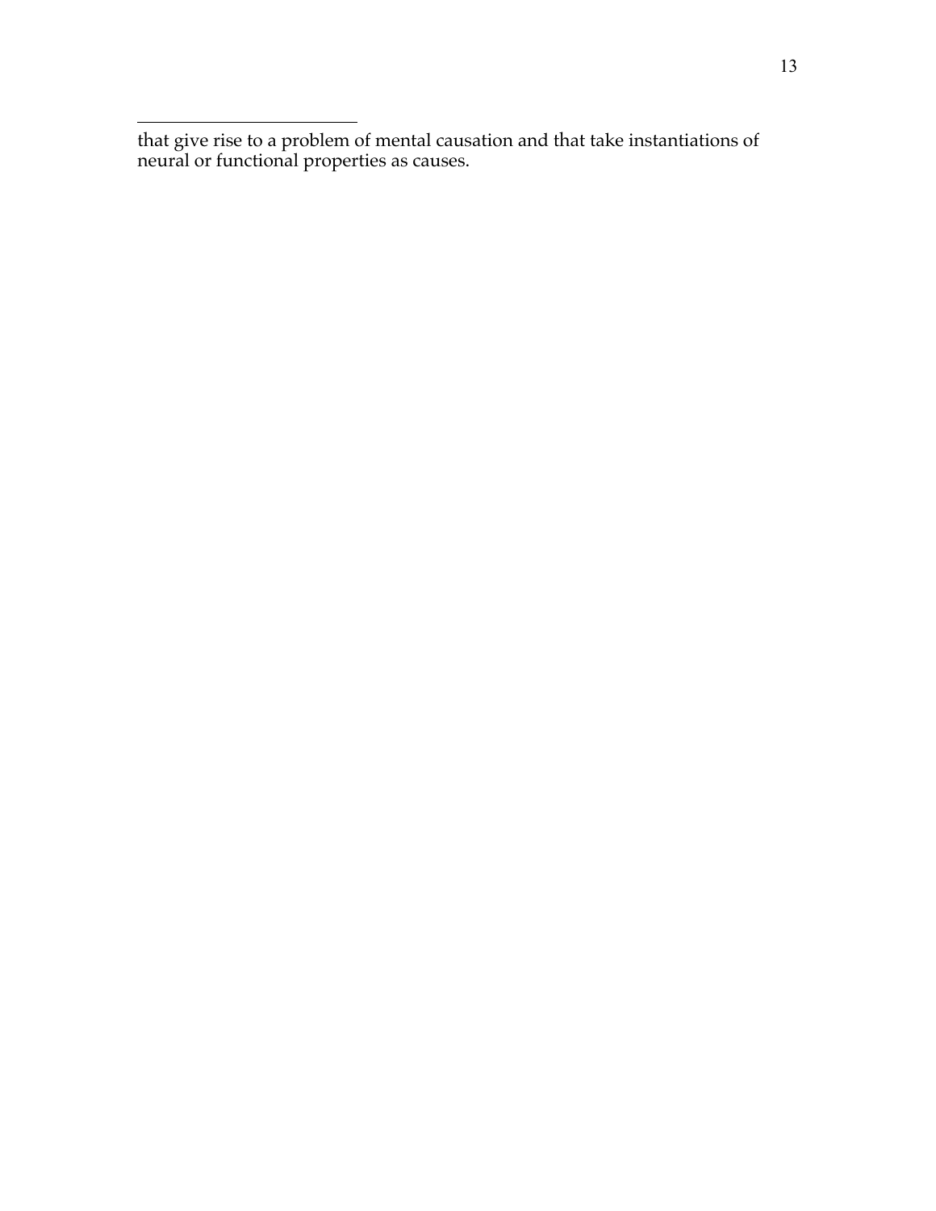that give rise to a problem of mental causation and that take instantiations of neural or functional properties as causes.